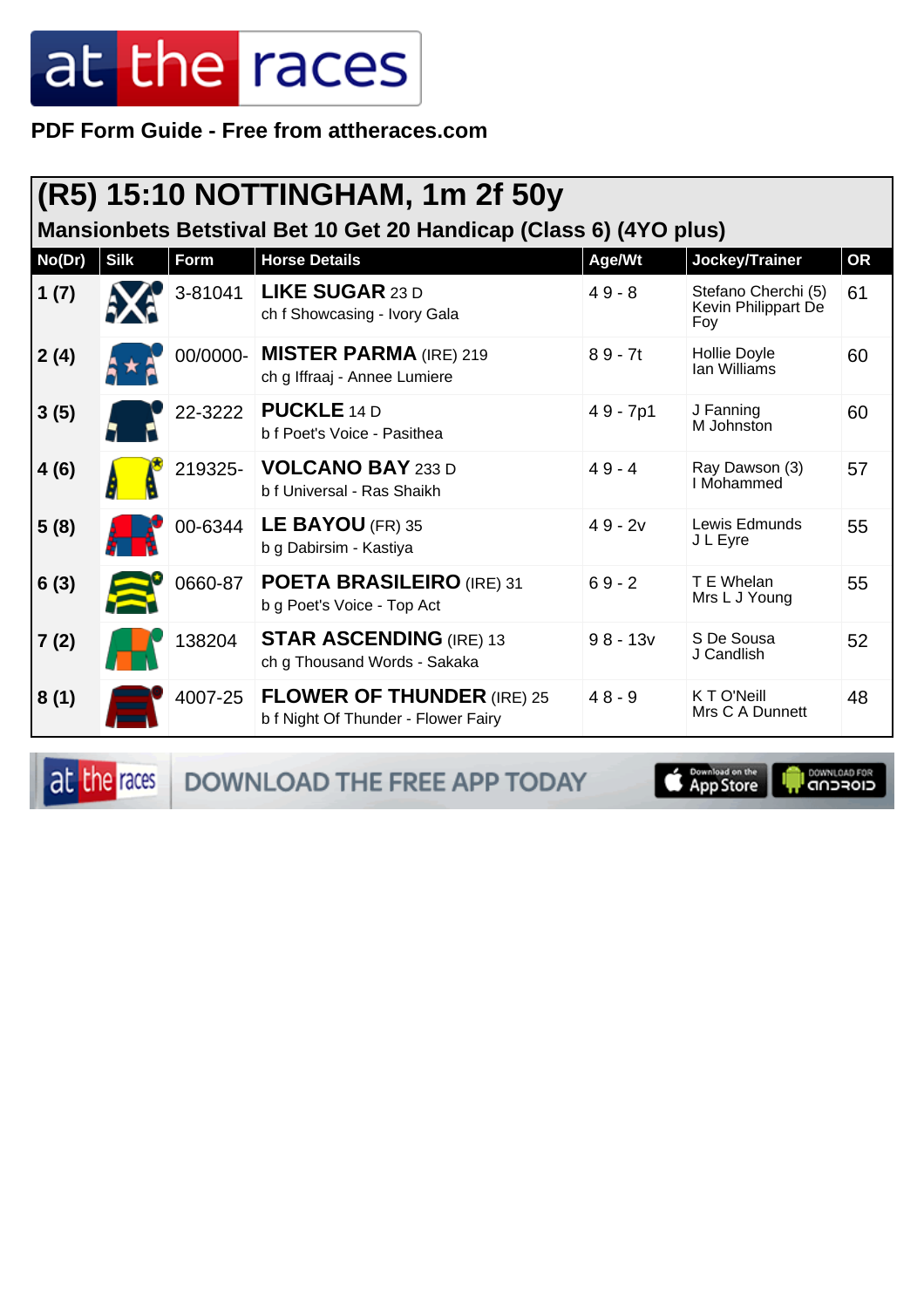PDF Form Guide - Free from attheraces.com

## (R5) 15:10 NOTTINGHAM, 1m 2f 50y

### Mansionbets Betstival Bet 10 Get 20 Handicap (Class 6) (4YO plus)

| No(Dr) | Silk | Form | Horse Details | Age/Wt | Jockey/Trainer | OR |
|---|---|---|---|---|---|---|
| 1 (7) | | 3-81041 | **LIKE SUGAR** 23 D<br>ch f Showcasing - Ivory Gala | 4 9 - 8 | Stefano Cherchi (5)<br>Kevin Philippart De Foy | 61 |
| 2 (4) | | 00/0000- | **MISTER PARMA** (IRE) 219<br>ch g Iffraaj - Annee Lumiere | 8 9 - 7t | Hollie Doyle<br>Ian Williams | 60 |
| 3 (5) | | 22-3222 | **PUCKLE** 14 D<br>b f Poet's Voice - Pasithea | 4 9 - 7p1 | J Fanning<br>M Johnston | 60 |
| 4 (6) | | 219325- | **VOLCANO BAY** 233 D<br>b f Universal - Ras Shaikh | 4 9 - 4 | Ray Dawson (3)<br>I Mohammed | 57 |
| 5 (8) | | 00-6344 | **LE BAYOU** (FR) 35<br>b g Dabirsim - Kastiya | 4 9 - 2v | Lewis Edmunds<br>J L Eyre | 55 |
| 6 (3) | | 0660-87 | **POETA BRASILEIRO** (IRE) 31<br>b g Poet's Voice - Top Act | 6 9 - 2 | T E Whelan<br>Mrs L J Young | 55 |
| 7 (2) | | 138204 | **STAR ASCENDING** (IRE) 13<br>ch g Thousand Words - Sakaka | 9 8 - 13v | S De Sousa<br>J Candlish | 52 |
| 8 (1) | | 4007-25 | **FLOWER OF THUNDER** (IRE) 25<br>b f Night Of Thunder - Flower Fairy | 4 8 - 9 | K T O'Neill<br>Mrs C A Dunnett | 48 |

DOWNLOAD THE FREE APP TODAY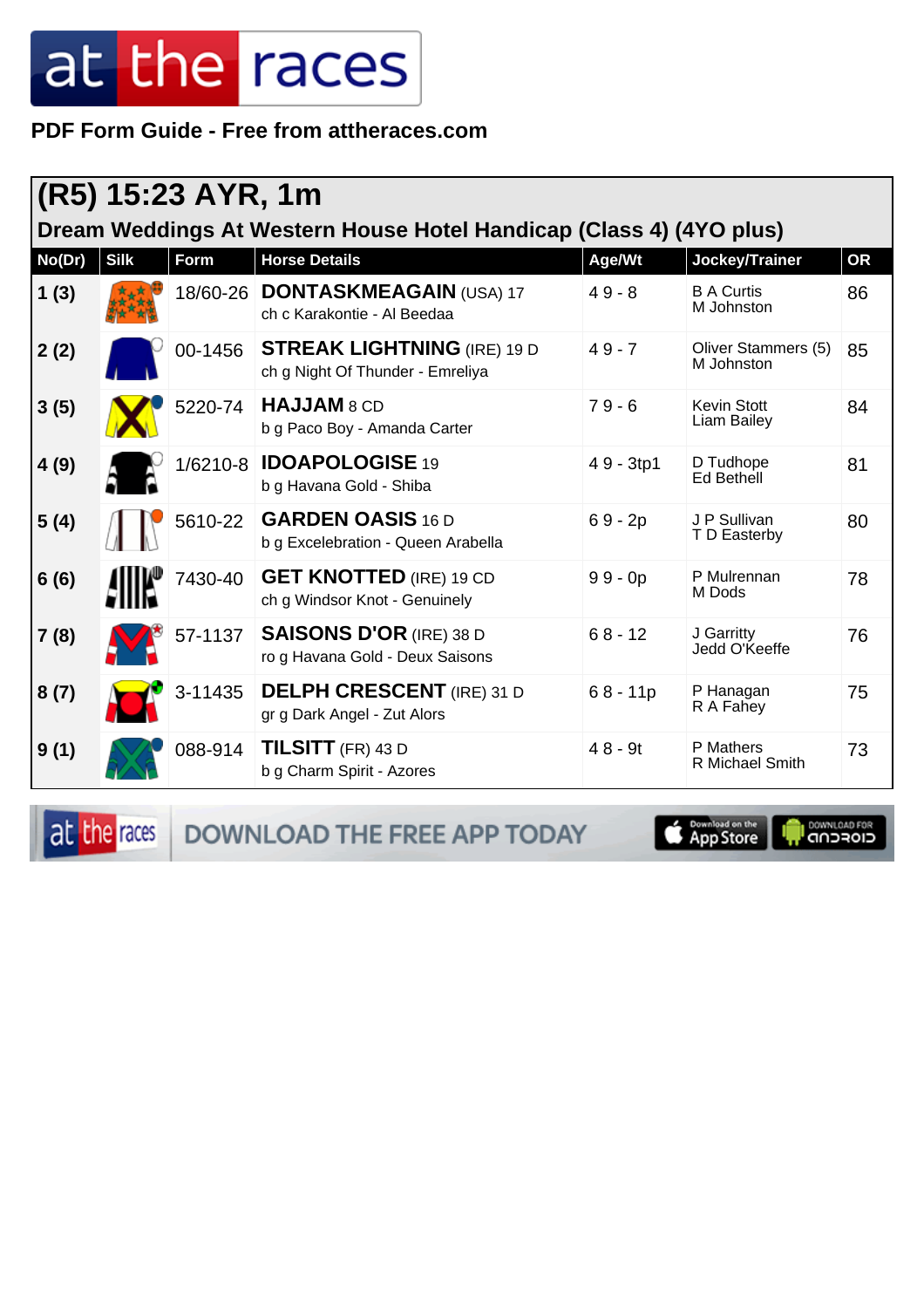# at the races

**PDF Form Guide - Free from attheraces.com**

## (R5) 15:23 AYR, 1m

### Dream Weddings At Western House Hotel Handicap (Class 4) (4YO plus)

| No(Dr) | Silk | Form | Horse Details | Age/Wt | Jockey/Trainer | OR |
|---|---|---|---|---|---|---|
| 1 (3) | | 18/60-26 | **DONTASKMEAGAIN** (USA) 17<br>ch c Karakontie - Al Beedaa | 4 9 - 8 | B A Curtis<br>M Johnston | 86 |
| 2 (2) | | 00-1456 | **STREAK LIGHTNING** (IRE) 19 D<br>ch g Night Of Thunder - Emreliya | 4 9 - 7 | Oliver Stammers (5)<br>M Johnston | 85 |
| 3 (5) | | 5220-74 | **HAJJAM** 8 CD<br>b g Paco Boy - Amanda Carter | 7 9 - 6 | Kevin Stott<br>Liam Bailey | 84 |
| 4 (9) | | 1/6210-8 | **IDOAPOLOGISE** 19<br>b g Havana Gold - Shiba | 4 9 - 3tp1 | D Tudhope<br>Ed Bethell | 81 |
| 5 (4) | | 5610-22 | **GARDEN OASIS** 16 D<br>b g Excelebration - Queen Arabella | 6 9 - 2p | J P Sullivan<br>T D Easterby | 80 |
| 6 (6) | | 7430-40 | **GET KNOTTED** (IRE) 19 CD<br>ch g Windsor Knot - Genuinely | 9 9 - 0p | P Mulrennan<br>M Dods | 78 |
| 7 (8) | | 57-1137 | **SAISONS D'OR** (IRE) 38 D<br>ro g Havana Gold - Deux Saisons | 6 8 - 12 | J Garritty<br>Jedd O'Keeffe | 76 |
| 8 (7) | | 3-11435 | **DELPH CRESCENT** (IRE) 31 D<br>gr g Dark Angel - Zut Alors | 6 8 - 11p | P Hanagan<br>R A Fahey | 75 |
| 9 (1) | | 088-914 | **TILSITT** (FR) 43 D<br>b g Charm Spirit - Azores | 4 8 - 9t | P Mathers<br>R Michael Smith | 73 |

at the races DOWNLOAD THE FREE APP TODAY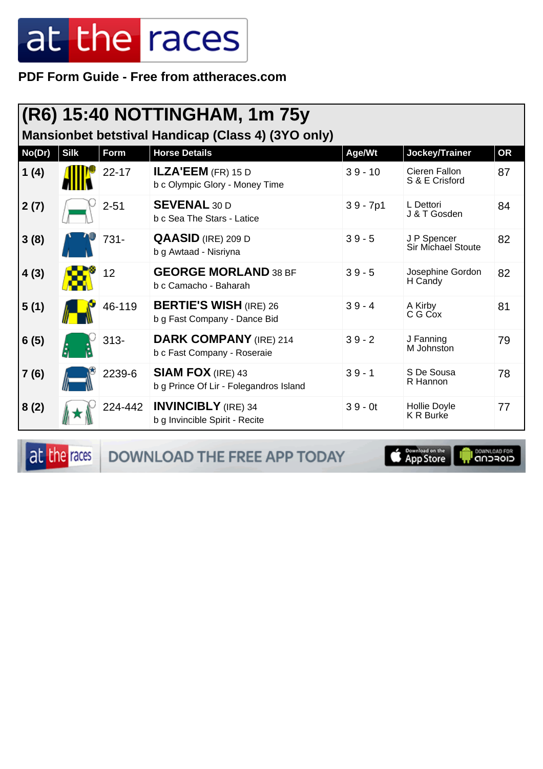PDF Form Guide - Free from attheraces.com

## (R6) 15:40 NOTTINGHAM, 1m 75y

### Mansionbet betstival Handicap (Class 4) (3YO only)

| No(Dr) | Silk | Form | Horse Details | Age/Wt | Jockey/Trainer | OR |
|---|---|---|---|---|---|---|
| 1 (4) | | 22-17 | **ILZA'EEM** (FR) 15 D<br>b c Olympic Glory - Money Time | 3 9 - 10 | Cieren Fallon<br>S & E Crisford | 87 |
| 2 (7) | | 2-51 | **SEVENAL** 30 D<br>b c Sea The Stars - Latice | 3 9 - 7p1 | L Dettori<br>J & T Gosden | 84 |
| 3 (8) | | 731- | **QAASID** (IRE) 209 D<br>b g Awtaad - Nisriyna | 3 9 - 5 | J P Spencer<br>Sir Michael Stoute | 82 |
| 4 (3) | | 12 | **GEORGE MORLAND** 38 BF<br>b c Camacho - Baharah | 3 9 - 5 | Josephine Gordon<br>H Candy | 82 |
| 5 (1) | | 46-119 | **BERTIE'S WISH** (IRE) 26<br>b g Fast Company - Dance Bid | 3 9 - 4 | A Kirby<br>C G Cox | 81 |
| 6 (5) | | 313- | **DARK COMPANY** (IRE) 214<br>b c Fast Company - Roseraie | 3 9 - 2 | J Fanning<br>M Johnston | 79 |
| 7 (6) | | 2239-6 | **SIAM FOX** (IRE) 43<br>b g Prince Of Lir - Folegandros Island | 3 9 - 1 | S De Sousa<br>R Hannon | 78 |
| 8 (2) | | 224-442 | **INVINCIBLY** (IRE) 34<br>b g Invincible Spirit - Recite | 3 9 - 0t | Hollie Doyle<br>K R Burke | 77 |

DOWNLOAD THE FREE APP TODAY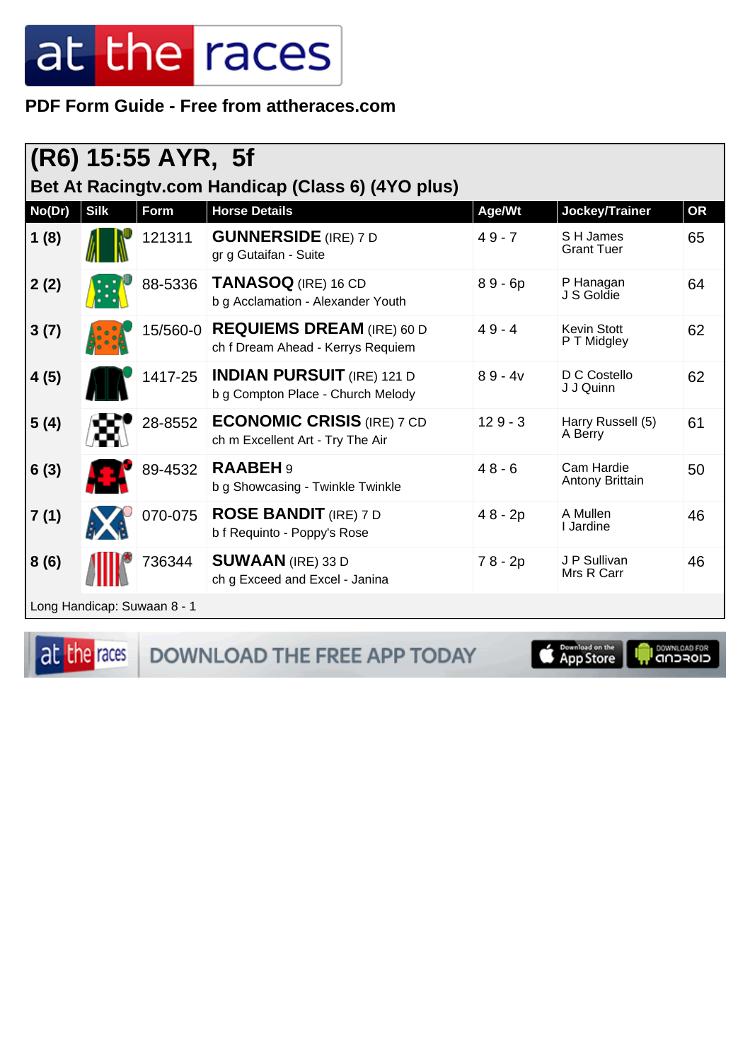PDF Form Guide - Free from attheraces.com

## (R6) 15:55 AYR, 5f

### Bet At Racingtv.com Handicap (Class 6) (4YO plus)

| No(Dr) | Silk | Form | Horse Details | Age/Wt | Jockey/Trainer | OR |
|---|---|---|---|---|---|---|
| 1 (8) | | 121311 | **GUNNERSIDE** (IRE) 7 D<br>gr g Gutaifan - Suite | 4 9 - 7 | S H James<br>Grant Tuer | 65 |
| 2 (2) | | 88-5336 | **TANASOQ** (IRE) 16 CD<br>b g Acclamation - Alexander Youth | 8 9 - 6p | P Hanagan<br>J S Goldie | 64 |
| 3 (7) | | 15/560-0 | **REQUIEMS DREAM** (IRE) 60 D<br>ch f Dream Ahead - Kerrys Requiem | 4 9 - 4 | Kevin Stott<br>P T Midgley | 62 |
| 4 (5) | | 1417-25 | **INDIAN PURSUIT** (IRE) 121 D<br>b g Compton Place - Church Melody | 8 9 - 4v | D C Costello<br>J J Quinn | 62 |
| 5 (4) | | 28-8552 | **ECONOMIC CRISIS** (IRE) 7 CD<br>ch m Excellent Art - Try The Air | 12 9 - 3 | Harry Russell (5)<br>A Berry | 61 |
| 6 (3) | | 89-4532 | **RAABEH** 9<br>b g Showcasing - Twinkle Twinkle | 4 8 - 6 | Cam Hardie<br>Antony Brittain | 50 |
| 7 (1) | | 070-075 | **ROSE BANDIT** (IRE) 7 D<br>b f Requinto - Poppy's Rose | 4 8 - 2p | A Mullen<br>I Jardine | 46 |
| 8 (6) | | 736344 | **SUWAAN** (IRE) 33 D<br>ch g Exceed and Excel - Janina | 7 8 - 2p | J P Sullivan<br>Mrs R Carr | 46 |

Long Handicap: Suwaan 8 - 1

DOWNLOAD THE FREE APP TODAY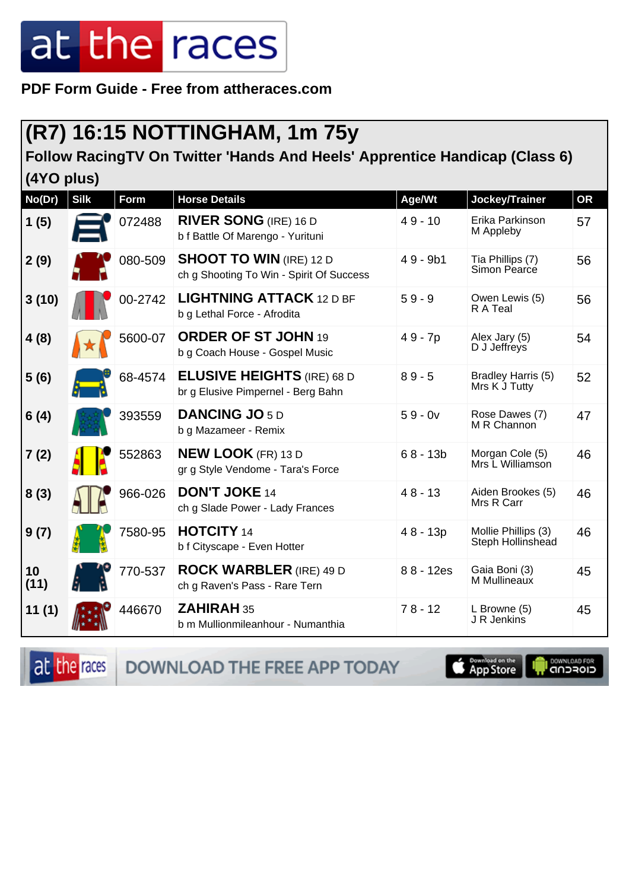PDF Form Guide - Free from attheraces.com

# (R7) 16:15 NOTTINGHAM, 1m 75y

## Follow RacingTV On Twitter 'Hands And Heels' Apprentice Handicap (Class 6) (4YO plus)

| No(Dr) | Silk | Form | Horse Details | Age/Wt | Jockey/Trainer | OR |
|---|---|---|---|---|---|---|
| 1 (5) | | 072488 | **RIVER SONG** (IRE) 16 D<br>b f Battle Of Marengo - Yurituni | 4 9 - 10 | Erika Parkinson<br>M Appleby | 57 |
| 2 (9) | | 080-509 | **SHOOT TO WIN** (IRE) 12 D<br>ch g Shooting To Win - Spirit Of Success | 4 9 - 9b1 | Tia Phillips (7)<br>Simon Pearce | 56 |
| 3 (10) | | 00-2742 | **LIGHTNING ATTACK** 12 D BF<br>b g Lethal Force - Afrodita | 5 9 - 9 | Owen Lewis (5)<br>R A Teal | 56 |
| 4 (8) | | 5600-07 | **ORDER OF ST JOHN** 19<br>b g Coach House - Gospel Music | 4 9 - 7p | Alex Jary (5)<br>D J Jeffreys | 54 |
| 5 (6) | | 68-4574 | **ELUSIVE HEIGHTS** (IRE) 68 D<br>br g Elusive Pimpernel - Berg Bahn | 8 9 - 5 | Bradley Harris (5)<br>Mrs K J Tutty | 52 |
| 6 (4) | | 393559 | **DANCING JO** 5 D<br>b g Mazameer - Remix | 5 9 - 0v | Rose Dawes (7)<br>M R Channon | 47 |
| 7 (2) | | 552863 | **NEW LOOK** (FR) 13 D<br>gr g Style Vendome - Tara's Force | 6 8 - 13b | Morgan Cole (5)<br>Mrs L Williamson | 46 |
| 8 (3) | | 966-026 | **DON'T JOKE** 14<br>ch g Slade Power - Lady Frances | 4 8 - 13 | Aiden Brookes (5)<br>Mrs R Carr | 46 |
| 9 (7) | | 7580-95 | **HOTCITY** 14<br>b f Cityscape - Even Hotter | 4 8 - 13p | Mollie Phillips (3)<br>Steph Hollinshead | 46 |
| 10 (11) | | 770-537 | **ROCK WARBLER** (IRE) 49 D<br>ch g Raven's Pass - Rare Tern | 8 8 - 12es | Gaia Boni (3)<br>M Mullineaux | 45 |
| 11 (1) | | 446670 | **ZAHIRAH** 35<br>b m Mullionmileanhour - Numanthia | 7 8 - 12 | L Browne (5)<br>J R Jenkins | 45 |

DOWNLOAD THE FREE APP TODAY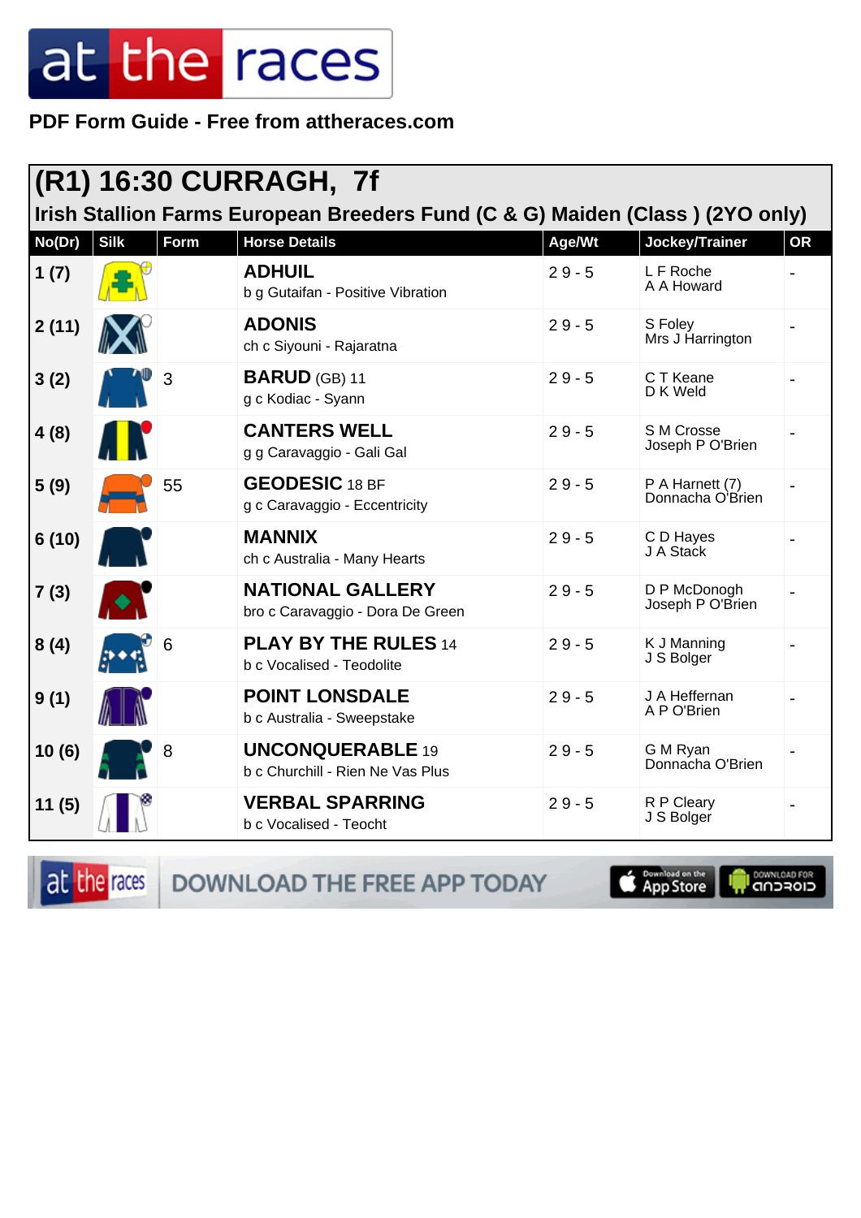PDF Form Guide - Free from attheraces.com

## (R1) 16:30 CURRAGH, 7f

### Irish Stallion Farms European Breeders Fund (C & G) Maiden (Class ) (2YO only)

| No(Dr) | Silk | Form | Horse Details | Age/Wt | Jockey/Trainer | OR |
|---|---|---|---|---|---|---|
| 1 (7) | | | **ADHUIL**<br>b g Gutaifan - Positive Vibration | 2 9 - 5 | L F Roche<br>A A Howard | - |
| 2 (11) | | | **ADONIS**<br>ch c Siyouni - Rajaratna | 2 9 - 5 | S Foley<br>Mrs J Harrington | - |
| 3 (2) | | 3 | **BARUD** (GB) 11<br>g c Kodiac - Syann | 2 9 - 5 | C T Keane<br>D K Weld | - |
| 4 (8) | | | **CANTERS WELL**<br>g g Caravaggio - Gali Gal | 2 9 - 5 | S M Crosse<br>Joseph P O'Brien | - |
| 5 (9) | | 55 | **GEODESIC** 18 BF<br>g c Caravaggio - Eccentricity | 2 9 - 5 | P A Harnett (7)<br>Donnacha O'Brien | - |
| 6 (10) | | | **MANNIX**<br>ch c Australia - Many Hearts | 2 9 - 5 | C D Hayes<br>J A Stack | - |
| 7 (3) | | | **NATIONAL GALLERY**<br>bro c Caravaggio - Dora De Green | 2 9 - 5 | D P McDonogh<br>Joseph P O'Brien | - |
| 8 (4) | | 6 | **PLAY BY THE RULES** 14<br>b c Vocalised - Teodolite | 2 9 - 5 | K J Manning<br>J S Bolger | - |
| 9 (1) | | | **POINT LONSDALE**<br>b c Australia - Sweepstake | 2 9 - 5 | J A Heffernan<br>A P O'Brien | - |
| 10 (6) | | 8 | **UNCONQUERABLE** 19<br>b c Churchill - Rien Ne Vas Plus | 2 9 - 5 | G M Ryan<br>Donnacha O'Brien | - |
| 11 (5) | | | **VERBAL SPARRING**<br>b c Vocalised - Teocht | 2 9 - 5 | R P Cleary<br>J S Bolger | - |

DOWNLOAD THE FREE APP TODAY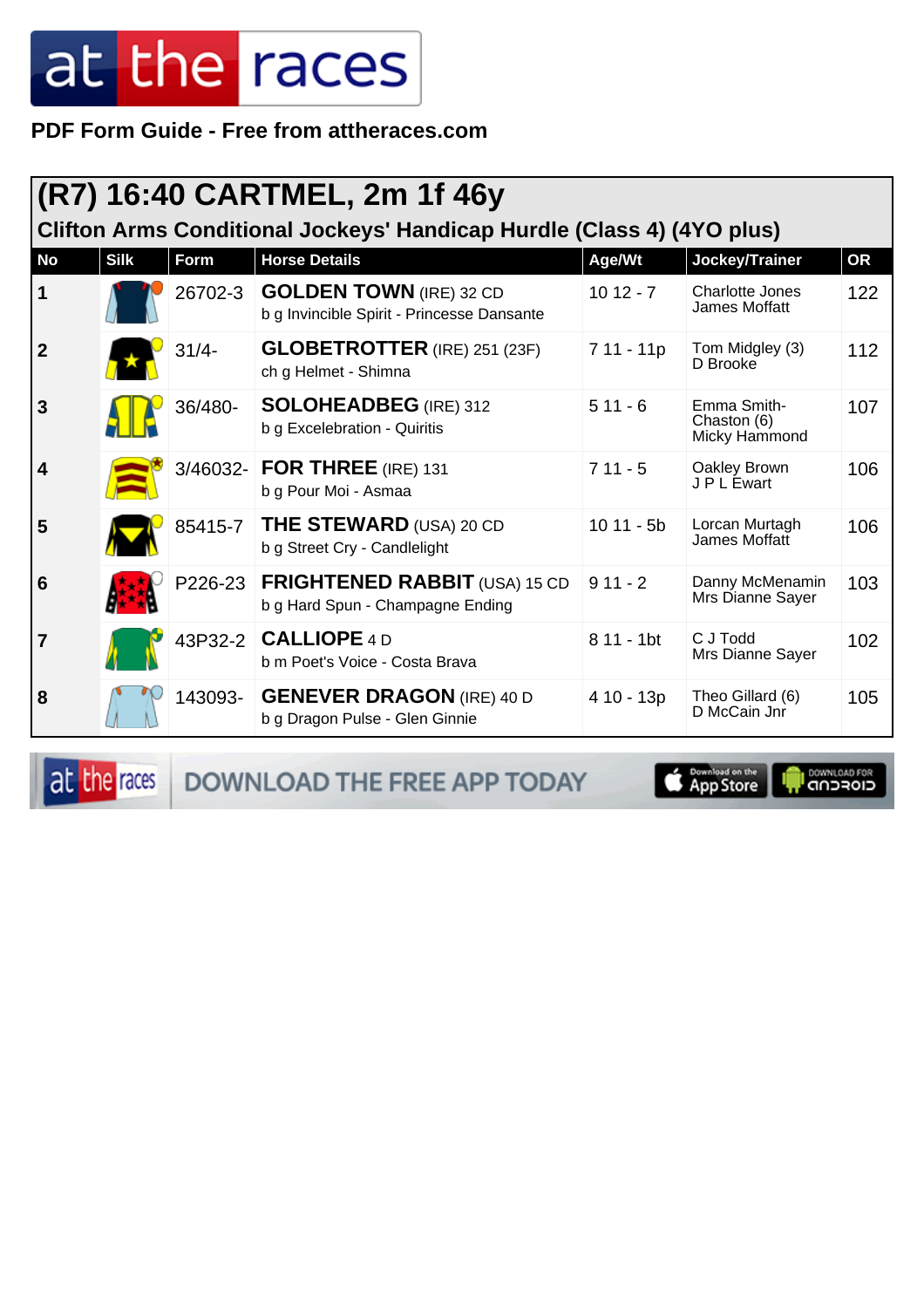PDF Form Guide - Free from attheraces.com

## (R7) 16:40 CARTMEL, 2m 1f 46y

### Clifton Arms Conditional Jockeys' Handicap Hurdle (Class 4) (4YO plus)

| No | Silk | Form | Horse Details | Age/Wt | Jockey/Trainer | OR |
|---|---|---|---|---|---|---|
| 1 | | 26702-3 | **GOLDEN TOWN** (IRE) 32 CD<br>b g Invincible Spirit - Princesse Dansante | 10 12 - 7 | Charlotte Jones<br>James Moffatt | 122 |
| 2 | | 31/4- | **GLOBETROTTER** (IRE) 251 (23F)<br>ch g Helmet - Shimna | 7 11 - 11p | Tom Midgley (3)<br>D Brooke | 112 |
| 3 | | 36/480- | **SOLOHEADBEG** (IRE) 312<br>b g Excelebration - Quiritis | 5 11 - 6 | Emma Smith-Chaston (6)<br>Micky Hammond | 107 |
| 4 | | 3/46032- | **FOR THREE** (IRE) 131<br>b g Pour Moi - Asmaa | 7 11 - 5 | Oakley Brown<br>J P L Ewart | 106 |
| 5 | | 85415-7 | **THE STEWARD** (USA) 20 CD<br>b g Street Cry - Candlelight | 10 11 - 5b | Lorcan Murtagh<br>James Moffatt | 106 |
| 6 | | P226-23 | **FRIGHTENED RABBIT** (USA) 15 CD<br>b g Hard Spun - Champagne Ending | 9 11 - 2 | Danny McMenamin<br>Mrs Dianne Sayer | 103 |
| 7 | | 43P32-2 | **CALLIOPE** 4 D<br>b m Poet's Voice - Costa Brava | 8 11 - 1bt | C J Todd<br>Mrs Dianne Sayer | 102 |
| 8 | | 143093- | **GENEVER DRAGON** (IRE) 40 D<br>b g Dragon Pulse - Glen Ginnie | 4 10 - 13p | Theo Gillard (6)<br>D McCain Jnr | 105 |

DOWNLOAD THE FREE APP TODAY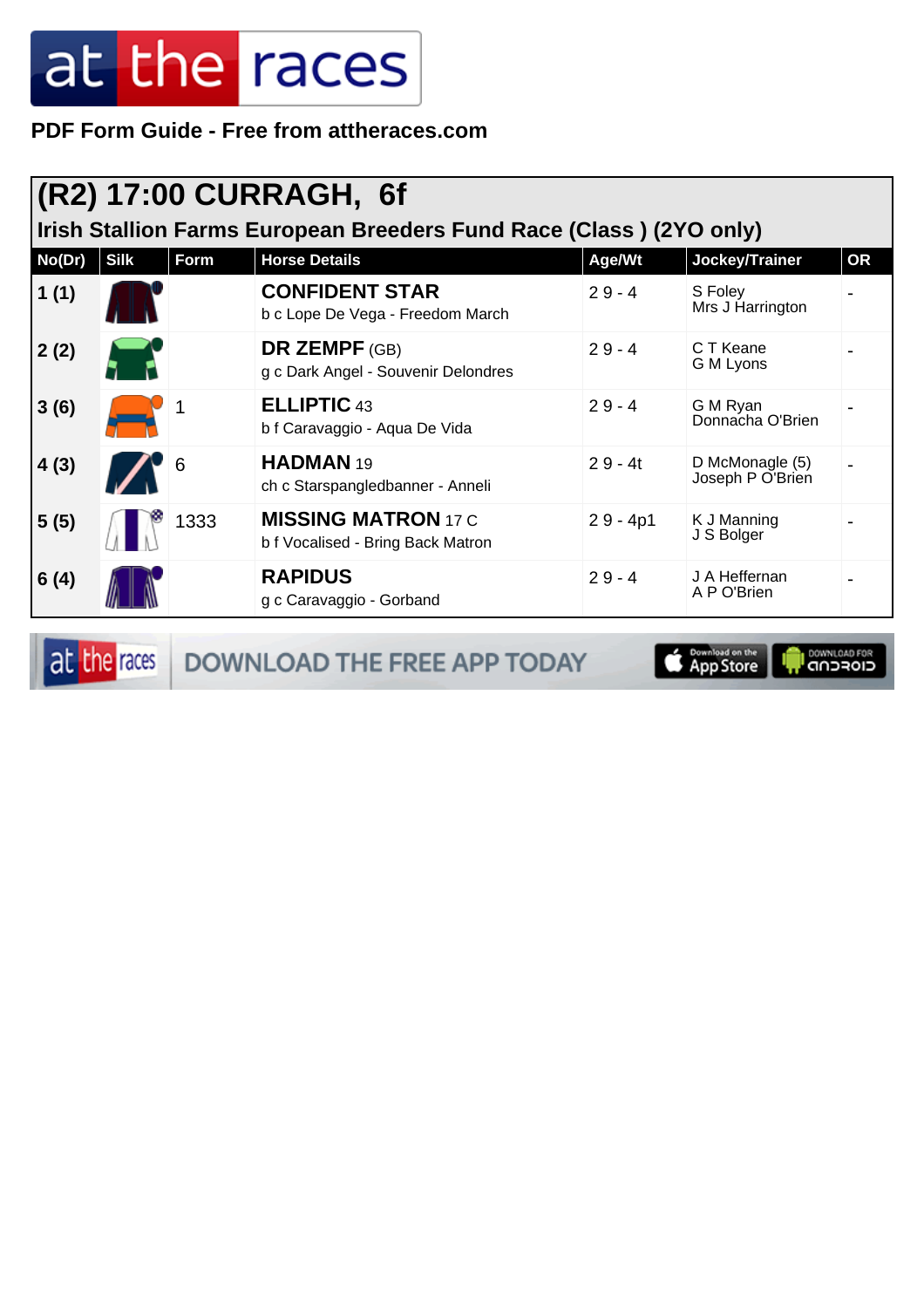# at the races

**PDF Form Guide - Free from attheraces.com**

## (R2) 17:00 CURRAGH, 6f

### Irish Stallion Farms European Breeders Fund Race (Class ) (2YO only)

| No(Dr) | Silk | Form | Horse Details | Age/Wt | Jockey/Trainer | OR |
|---|---|---|---|---|---|---|
| 1 (1) | | | **CONFIDENT STAR**<br>b c Lope De Vega - Freedom March | 2 9 - 4 | S Foley<br>Mrs J Harrington | - |
| 2 (2) | | | **DR ZEMPF** (GB)<br>g c Dark Angel - Souvenir Delondres | 2 9 - 4 | C T Keane<br>G M Lyons | - |
| 3 (6) | | 1 | **ELLIPTIC** 43<br>b f Caravaggio - Aqua De Vida | 2 9 - 4 | G M Ryan<br>Donnacha O'Brien | - |
| 4 (3) | | 6 | **HADMAN** 19<br>ch c Starspangledbanner - Anneli | 2 9 - 4t | D McMonagle (5)<br>Joseph P O'Brien | - |
| 5 (5) | | 1333 | **MISSING MATRON** 17 C<br>b f Vocalised - Bring Back Matron | 2 9 - 4p1 | K J Manning<br>J S Bolger | - |
| 6 (4) | | | **RAPIDUS**<br>g c Caravaggio - Gorband | 2 9 - 4 | J A Heffernan<br>A P O'Brien | - |

at the races DOWNLOAD THE FREE APP TODAY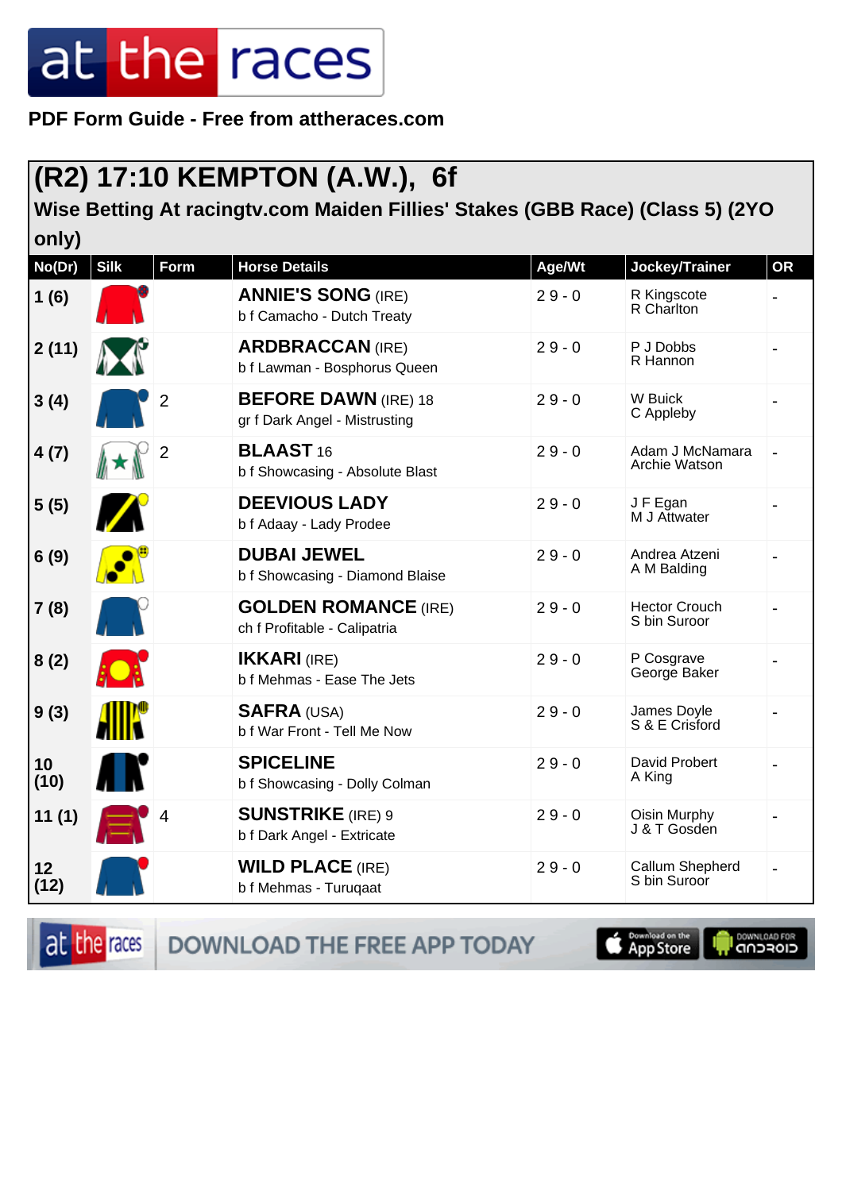PDF Form Guide - Free from attheraces.com

## (R2) 17:10 KEMPTON (A.W.), 6f

### Wise Betting At racingtv.com Maiden Fillies' Stakes (GBB Race) (Class 5) (2YO only)

| No(Dr) | Silk | Form | Horse Details | Age/Wt | Jockey/Trainer | OR |
|---|---|---|---|---|---|---|
| 1 (6) | | | **ANNIE'S SONG** (IRE)<br>b f Camacho - Dutch Treaty | 2 9 - 0 | R Kingscote<br>R Charlton | - |
| 2 (11) | | | **ARDBRACCAN** (IRE)<br>b f Lawman - Bosphorus Queen | 2 9 - 0 | P J Dobbs<br>R Hannon | - |
| 3 (4) | | 2 | **BEFORE DAWN** (IRE) 18<br>gr f Dark Angel - Mistrusting | 2 9 - 0 | W Buick<br>C Appleby | - |
| 4 (7) | | 2 | **BLAAST** 16<br>b f Showcasing - Absolute Blast | 2 9 - 0 | Adam J McNamara<br>Archie Watson | - |
| 5 (5) | | | **DEEVIOUS LADY**<br>b f Adaay - Lady Prodee | 2 9 - 0 | J F Egan<br>M J Attwater | - |
| 6 (9) | | | **DUBAI JEWEL**<br>b f Showcasing - Diamond Blaise | 2 9 - 0 | Andrea Atzeni<br>A M Balding | - |
| 7 (8) | | | **GOLDEN ROMANCE** (IRE)<br>ch f Profitable - Calipatria | 2 9 - 0 | Hector Crouch<br>S bin Suroor | - |
| 8 (2) | | | **IKKARI** (IRE)<br>b f Mehmas - Ease The Jets | 2 9 - 0 | P Cosgrave<br>George Baker | - |
| 9 (3) | | | **SAFRA** (USA)<br>b f War Front - Tell Me Now | 2 9 - 0 | James Doyle<br>S & E Crisford | - |
| 10 (10) | | | **SPICELINE**<br>b f Showcasing - Dolly Colman | 2 9 - 0 | David Probert<br>A King | - |
| 11 (1) | | 4 | **SUNSTRIKE** (IRE) 9<br>b f Dark Angel - Extricate | 2 9 - 0 | Oisin Murphy<br>J & T Gosden | - |
| 12 (12) | | | **WILD PLACE** (IRE)<br>b f Mehmas - Turuqaat | 2 9 - 0 | Callum Shepherd<br>S bin Suroor | - |

DOWNLOAD THE FREE APP TODAY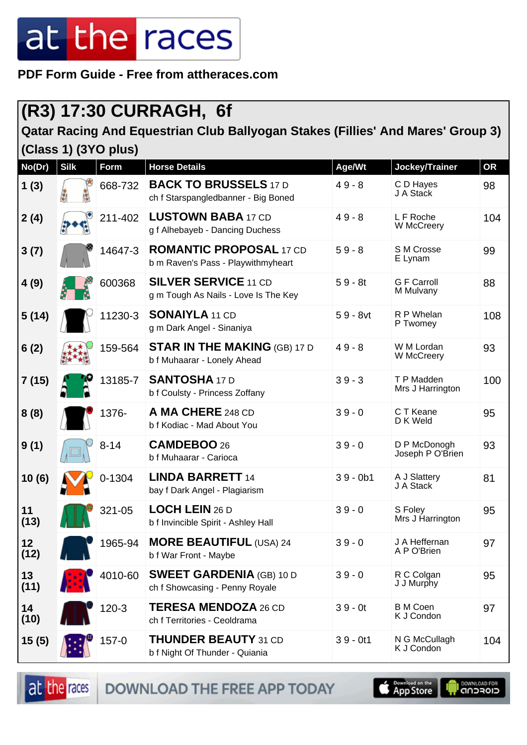# at the races

**PDF Form Guide - Free from attheraces.com**

## (R3) 17:30 CURRAGH, 6f

### Qatar Racing And Equestrian Club Ballyogan Stakes (Fillies' And Mares' Group 3) (Class 1) (3YO plus)

| No(Dr) | Silk | Form | Horse Details | Age/Wt | Jockey/Trainer | OR |
|---|---|---|---|---|---|---|
| 1 (3) | | 668-732 | **BACK TO BRUSSELS** 17 D<br>ch f Starspangledbanner - Big Boned | 4 9 - 8 | C D Hayes<br>J A Stack | 98 |
| 2 (4) | | 211-402 | **LUSTOWN BABA** 17 CD<br>g f Alhebayeb - Dancing Duchess | 4 9 - 8 | L F Roche<br>W McCreery | 104 |
| 3 (7) | | 14647-3 | **ROMANTIC PROPOSAL** 17 CD<br>b m Raven's Pass - Playwithmyheart | 5 9 - 8 | S M Crosse<br>E Lynam | 99 |
| 4 (9) | | 600368 | **SILVER SERVICE** 11 CD<br>g m Tough As Nails - Love Is The Key | 5 9 - 8t | G F Carroll<br>M Mulvany | 88 |
| 5 (14) | | 11230-3 | **SONAIYLA** 11 CD<br>g m Dark Angel - Sinaniya | 5 9 - 8vt | R P Whelan<br>P Twomey | 108 |
| 6 (2) | | 159-564 | **STAR IN THE MAKING** (GB) 17 D<br>b f Muhaarar - Lonely Ahead | 4 9 - 8 | W M Lordan<br>W McCreery | 93 |
| 7 (15) | | 13185-7 | **SANTOSHA** 17 D<br>b f Coulsty - Princess Zoffany | 3 9 - 3 | T P Madden<br>Mrs J Harrington | 100 |
| 8 (8) | | 1376- | **A MA CHERE** 248 CD<br>b f Kodiac - Mad About You | 3 9 - 0 | C T Keane<br>D K Weld | 95 |
| 9 (1) | | 8-14 | **CAMDEBOO** 26<br>b f Muhaarar - Carioca | 3 9 - 0 | D P McDonogh<br>Joseph P O'Brien | 93 |
| 10 (6) | | 0-1304 | **LINDA BARRETT** 14<br>bay f Dark Angel - Plagiarism | 3 9 - 0b1 | A J Slattery<br>J A Stack | 81 |
| 11 (13) | | 321-05 | **LOCH LEIN** 26 D<br>b f Invincible Spirit - Ashley Hall | 3 9 - 0 | S Foley<br>Mrs J Harrington | 95 |
| 12 (12) | | 1965-94 | **MORE BEAUTIFUL** (USA) 24<br>b f War Front - Maybe | 3 9 - 0 | J A Heffernan<br>A P O'Brien | 97 |
| 13 (11) | | 4010-60 | **SWEET GARDENIA** (GB) 10 D<br>ch f Showcasing - Penny Royale | 3 9 - 0 | R C Colgan<br>J J Murphy | 95 |
| 14 (10) | | 120-3 | **TERESA MENDOZA** 26 CD<br>ch f Territories - Ceoldrama | 3 9 - 0t | B M Coen<br>K J Condon | 97 |
| 15 (5) | | 157-0 | **THUNDER BEAUTY** 31 CD<br>b f Night Of Thunder - Quiania | 3 9 - 0t1 | N G McCullagh<br>K J Condon | 104 |

at the races DOWNLOAD THE FREE APP TODAY